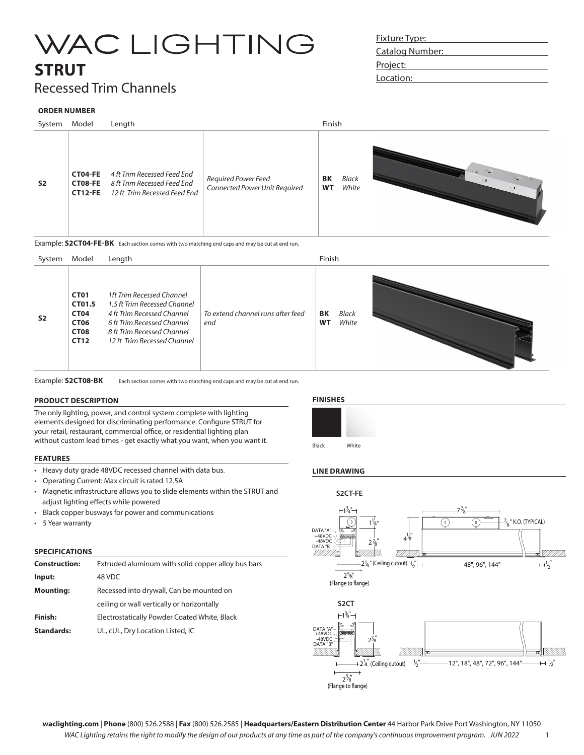# WAC LIGHTING

## STRUT

Recessed Trim Channels

Fixture Type:
Catalog Number:
Project:
Location:

### ORDER NUMBER

| System | Model | Length | | Finish |
|---|---|---|---|---|
| **S2** | **CT04-FE**<br>**CT08-FE**<br>**CT12-FE** | *4 ft Trim Recessed Feed End*<br>*8 ft Trim Recessed Feed End*<br>*12 ft Trim Recessed Feed End* | *Required Power Feed*<br>*Connected Power Unit Required* | **BK** *Black*<br>**WT** *White* |

Example: **S2CT04-FE-BK** Each section comes with two matching end caps and may be cut at end run.

| System | Model | Length | | Finish |
|---|---|---|---|---|
| **S2** | **CT01**<br>**CT01.5**<br>**CT04**<br>**CT06**<br>**CT08**<br>**CT12** | *1ft Trim Recessed Channel*<br>*1.5 ft Trim Recessed Channel*<br>*4 ft Trim Recessed Channel*<br>*6 ft Trim Recessed Channel*<br>*8 ft Trim Recessed Channel*<br>*12 ft Trim Recessed Channel* | *To extend channel runs after feed end* | **BK** *Black*<br>**WT** *White* |

Example: **S2CT08-BK** Each section comes with two matching end caps and may be cut at end run.

### PRODUCT DESCRIPTION

The only lighting, power, and control system complete with lighting elements designed for discriminating performance. Configure STRUT for your retail, restaurant, commercial office, or residential lighting plan without custom lead times - get exactly what you want, when you want it.

### FEATURES

- Heavy duty grade 48VDC recessed channel with data bus.
- Operating Current: Max circuit is rated 12.5A
- Magnetic infrastructure allows you to slide elements within the STRUT and adjust lighting effects while powered
- Black copper busways for power and communications
- 5 Year warranty

### SPECIFICATIONS

| | |
|---|---|
| **Construction:** | Extruded aluminum with solid copper alloy bus bars |
| **Input:** | 48 VDC |
| **Mounting:** | Recessed into drywall, Can be mounted on ceiling or wall vertically or horizontally |
| **Finish:** | Electrostatically Powder Coated White, Black |
| **Standards:** | UL, cUL, Dry Location Listed, IC |

### FINISHES

Black White

### LINE DRAWING

**S2CT-FE**

1¾" 1¼" 2⅞" 4⅛" 7⅞" ⅞" K.O. (TYPICAL)
DATA "A" +48VDC -48VDC DATA "B"
2¼" (Ceiling cutout) ½" 48", 96", 144" ½"
2⅝" (Flange to flange)

**S2CT**

1¾" 2⅞"
DATA "A" +48VDC -48VDC DATA "B"
2¼" (Ceiling cutout) ½" 12", 18", 48", 72", 96", 144" ½"
2⅝" (Flange to flange)

**waclighting.com** | **Phone** (800) 526.2588 | **Fax** (800) 526.2585 | **Headquarters/Eastern Distribution Center** 44 Harbor Park Drive Port Washington, NY 11050

*WAC Lighting retains the right to modify the design of our products at any time as part of the company's continuous improvement program. JUN 2022*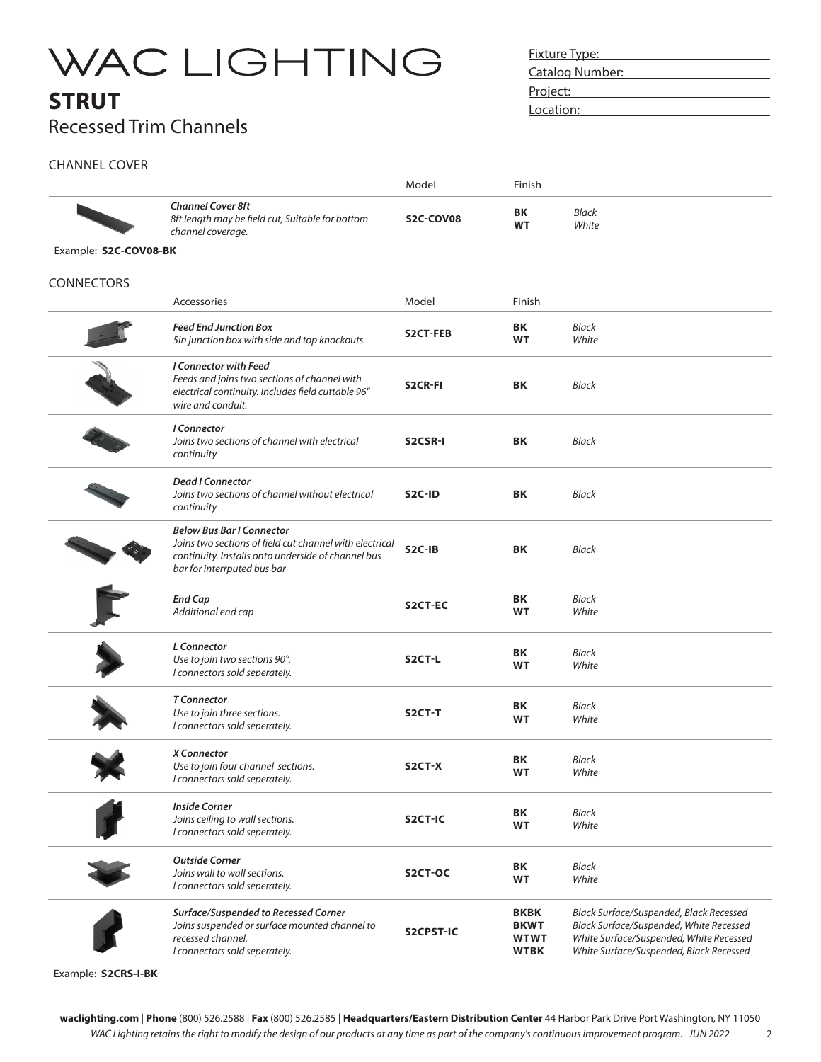# WAC LIGHTING

## STRUT

Recessed Trim Channels

Fixture Type:
Catalog Number:
Project:
Location:

### CHANNEL COVER

| | Model | Finish | |
|---|---|---|---|
| ***Channel Cover 8ft*** *8ft length may be field cut, Suitable for bottom channel coverage.* | **S2C-COV08** | **BK** **WT** | *Black* *White* |

Example: **S2C-COV08-BK**

### CONNECTORS

| Accessories | Model | Finish | |
|---|---|---|---|
| ***Feed End Junction Box*** *5in junction box with side and top knockouts.* | **S2CT-FEB** | **BK** **WT** | *Black* *White* |
| ***I Connector with Feed*** *Feeds and joins two sections of channel with electrical continuity. Includes field cuttable 96" wire and conduit.* | **S2CR-FI** | **BK** | *Black* |
| ***I Connector*** *Joins two sections of channel with electrical continuity* | **S2CSR-I** | **BK** | *Black* |
| ***Dead I Connector*** *Joins two sections of channel without electrical continuity* | **S2C-ID** | **BK** | *Black* |
| ***Below Bus Bar I Connector*** *Joins two sections of field cut channel with electrical continuity. Installs onto underside of channel bus bar for interrputed bus bar* | **S2C-IB** | **BK** | *Black* |
| ***End Cap*** *Additional end cap* | **S2CT-EC** | **BK** **WT** | *Black* *White* |
| ***L Connector*** *Use to join two sections 90°. I connectors sold seperately.* | **S2CT-L** | **BK** **WT** | *Black* *White* |
| ***T Connector*** *Use to join three sections. I connectors sold seperately.* | **S2CT-T** | **BK** **WT** | *Black* *White* |
| ***X Connector*** *Use to join four channel sections. I connectors sold seperately.* | **S2CT-X** | **BK** **WT** | *Black* *White* |
| ***Inside Corner*** *Joins ceiling to wall sections. I connectors sold seperately.* | **S2CT-IC** | **BK** **WT** | *Black* *White* |
| ***Outside Corner*** *Joins wall to wall sections. I connectors sold seperately.* | **S2CT-OC** | **BK** **WT** | *Black* *White* |
| ***Surface/Suspended to Recessed Corner*** *Joins suspended or surface mounted channel to recessed channel. I connectors sold seperately.* | **S2CPST-IC** | **BKBK** **BKWT** **WTWT** **WTBK** | *Black Surface/Suspended, Black Recessed* *Black Surface/Suspended, White Recessed* *White Surface/Suspended, White Recessed* *White Surface/Suspended, Black Recessed* |

Example: **S2CRS-I-BK**

**waclighting.com** | **Phone** (800) 526.2588 | **Fax** (800) 526.2585 | **Headquarters/Eastern Distribution Center** 44 Harbor Park Drive Port Washington, NY 11050

*WAC Lighting retains the right to modify the design of our products at any time as part of the company's continuous improvement program. JUN 2022*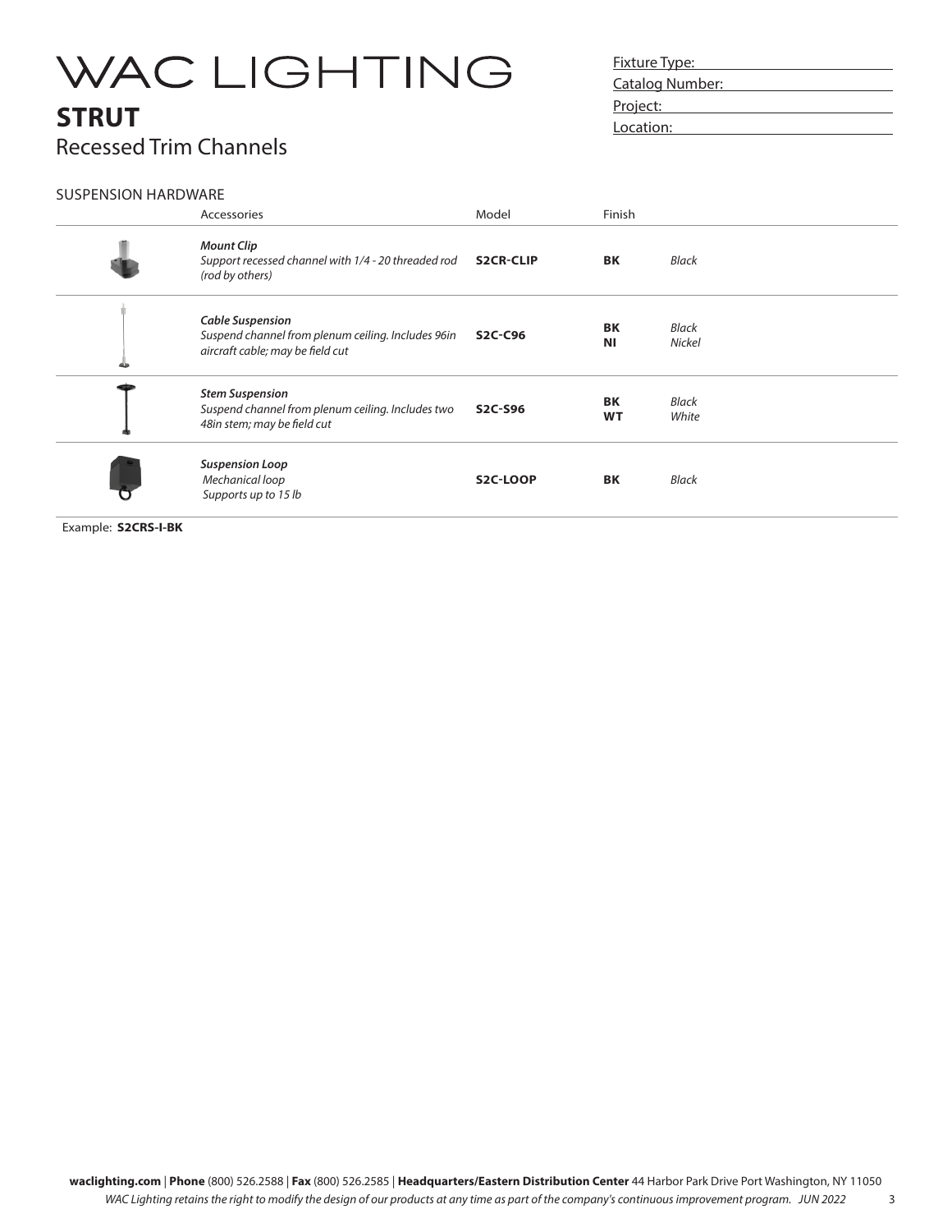# WAC LIGHTING

## STRUT

Recessed Trim Channels

Fixture Type:
Catalog Number:
Project:
Location:

### SUSPENSION HARDWARE

| | Accessories | Model | Finish | |
|---|---|---|---|---|
| | ***Mount Clip*** *Support recessed channel with 1/4 - 20 threaded rod (rod by others)* | **S2CR-CLIP** | **BK** | *Black* |
| | ***Cable Suspension*** *Suspend channel from plenum ceiling. Includes 96in aircraft cable; may be field cut* | **S2C-C96** | **BK** **NI** | *Black* *Nickel* |
| | ***Stem Suspension*** *Suspend channel from plenum ceiling. Includes two 48in stem; may be field cut* | **S2C-S96** | **BK** **WT** | *Black* *White* |
| | ***Suspension Loop*** *Mechanical loop* *Supports up to 15 lb* | **S2C-LOOP** | **BK** | *Black* |

Example: **S2CRS-I-BK**

**waclighting.com** | **Phone** (800) 526.2588 | **Fax** (800) 526.2585 | **Headquarters/Eastern Distribution Center** 44 Harbor Park Drive Port Washington, NY 11050

*WAC Lighting retains the right to modify the design of our products at any time as part of the company's continuous improvement program. JUN 2022*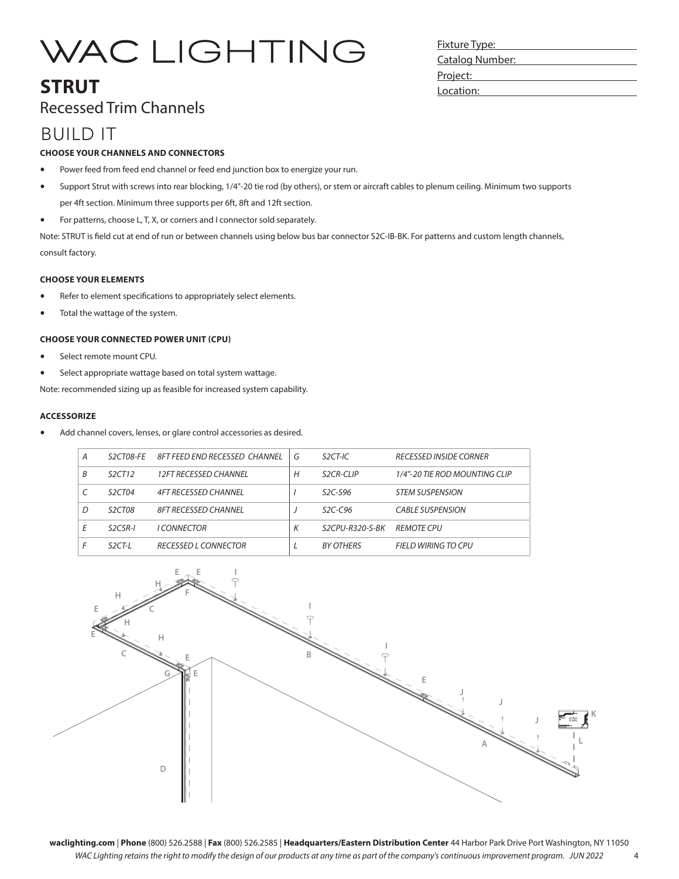# WAC LIGHTING

Fixture Type:
Catalog Number:
Project:
Location:

## STRUT

Recessed Trim Channels

## BUILD IT

### CHOOSE YOUR CHANNELS AND CONNECTORS

- Power feed from feed end channel or feed end junction box to energize your run.
- Support Strut with screws into rear blocking, 1/4"-20 tie rod (by others), or stem or aircraft cables to plenum ceiling. Minimum two supports per 4ft section. Minimum three supports per 6ft, 8ft and 12ft section.
- For patterns, choose L, T, X, or corners and I connector sold separately.

Note: STRUT is field cut at end of run or between channels using below bus bar connector S2C-IB-BK. For patterns and custom length channels, consult factory.

### CHOOSE YOUR ELEMENTS

- Refer to element specifications to appropriately select elements.
- Total the wattage of the system.

### CHOOSE YOUR CONNECTED POWER UNIT (CPU)

- Select remote mount CPU.
- Select appropriate wattage based on total system wattage.

Note: recommended sizing up as feasible for increased system capability.

### ACCESSORIZE

- Add channel covers, lenses, or glare control accessories as desired.

| | | | | | |
|---|---|---|---|---|---|
| *A* | *S2CT08-FE* | *8FT FEED END RECESSED CHANNEL* | *G* | *S2CT-IC* | *RECESSED INSIDE CORNER* |
| *B* | *S2CT12* | *12FT RECESSED CHANNEL* | *H* | *S2CR-CLIP* | *1/4"-20 TIE ROD MOUNTING CLIP* |
| *C* | *S2CT04* | *4FT RECESSED CHANNEL* | *I* | *S2C-S96* | *STEM SUSPENSION* |
| *D* | *S2CT08* | *8FT RECESSED CHANNEL* | *J* | *S2C-C96* | *CABLE SUSPENSION* |
| *E* | *S2CSR-I* | *I CONNECTOR* | *K* | *S2CPU-R320-S-BK* | *REMOTE CPU* |
| *F* | *S2CT-L* | *RECESSED L CONNECTOR* | *L* | *BY OTHERS* | *FIELD WIRING TO CPU* |

E E I H F H E C H E H C E G E B I I E J J K J L A D

**waclighting.com** | **Phone** (800) 526.2588 | **Fax** (800) 526.2585 | **Headquarters/Eastern Distribution Center** 44 Harbor Park Drive Port Washington, NY 11050

*WAC Lighting retains the right to modify the design of our products at any time as part of the company's continuous improvement program. JUN 2022*